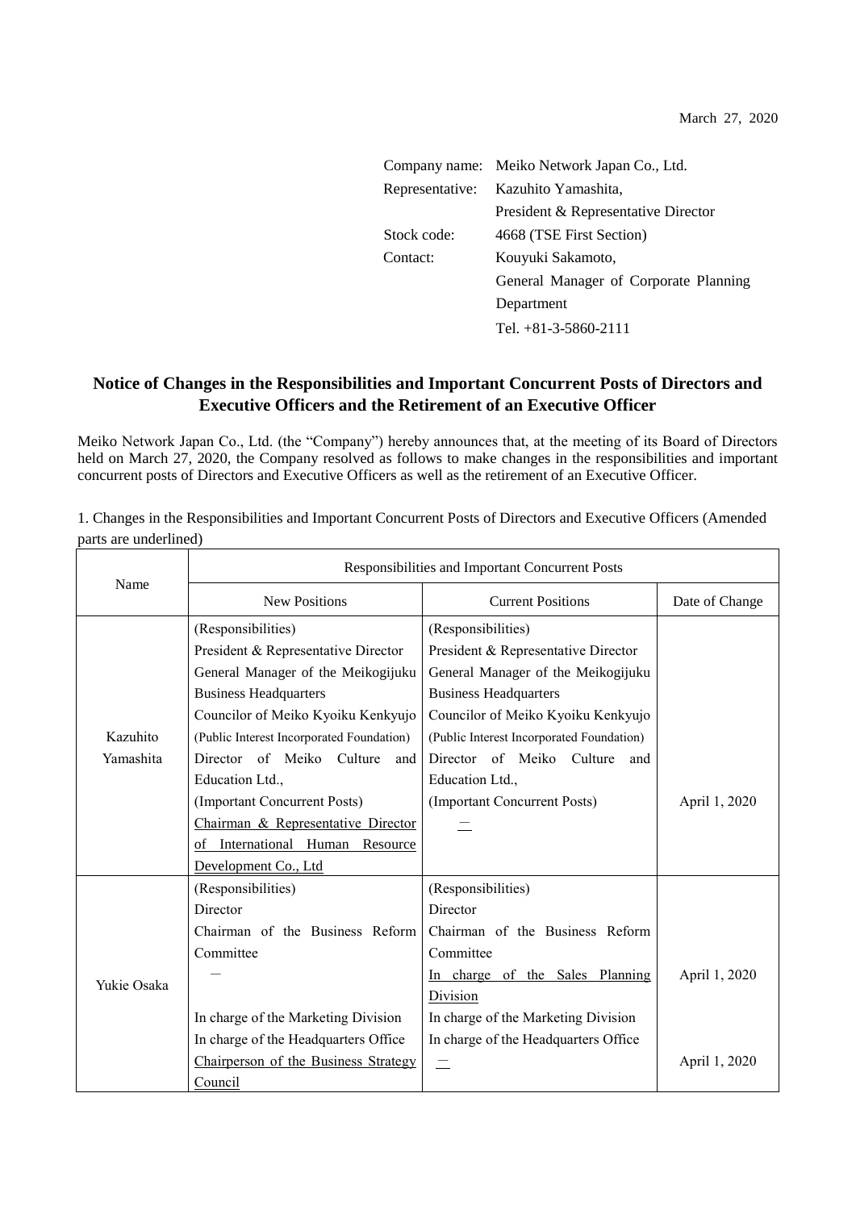March 27, 2020

Company name: Meiko Network Japan Co., Ltd.
Representative: Kazuhito Yamashita, President & Representative Director
Stock code: 4668 (TSE First Section)
Contact: Kouyuki Sakamoto, General Manager of Corporate Planning Department
Tel. +81-3-5860-2111

# Notice of Changes in the Responsibilities and Important Concurrent Posts of Directors and Executive Officers and the Retirement of an Executive Officer

Meiko Network Japan Co., Ltd. (the "Company") hereby announces that, at the meeting of its Board of Directors held on March 27, 2020, the Company resolved as follows to make changes in the responsibilities and important concurrent posts of Directors and Executive Officers as well as the retirement of an Executive Officer.

1. Changes in the Responsibilities and Important Concurrent Posts of Directors and Executive Officers (Amended parts are underlined)

| Name | Responsibilities and Important Concurrent Posts | | |
|---|---|---|---|
| | New Positions | Current Positions | Date of Change |
| Kazuhito Yamashita | (Responsibilities)<br>President & Representative Director<br>General Manager of the Meikogijuku Business Headquarters<br>Councilor of Meiko Kyoiku Kenkyujo (Public Interest Incorporated Foundation)<br>Director of Meiko Culture and Education Ltd.,<br>(Important Concurrent Posts)<br><u>Chairman & Representative Director of International Human Resource Development Co., Ltd</u> | (Responsibilities)<br>President & Representative Director<br>General Manager of the Meikogijuku Business Headquarters<br>Councilor of Meiko Kyoiku Kenkyujo (Public Interest Incorporated Foundation)<br>Director of Meiko Culture and Education Ltd.,<br>(Important Concurrent Posts)<br><u>—</u> | April 1, 2020 |
| Yukie Osaka | (Responsibilities)<br>Director<br>Chairman of the Business Reform Committee<br>—<br>In charge of the Marketing Division<br>In charge of the Headquarters Office<br><u>Chairperson of the Business Strategy Council</u> | (Responsibilities)<br>Director<br>Chairman of the Business Reform Committee<br><u>In charge of the Sales Planning Division</u><br>In charge of the Marketing Division<br>In charge of the Headquarters Office<br><u>—</u> | April 1, 2020<br><br>April 1, 2020 |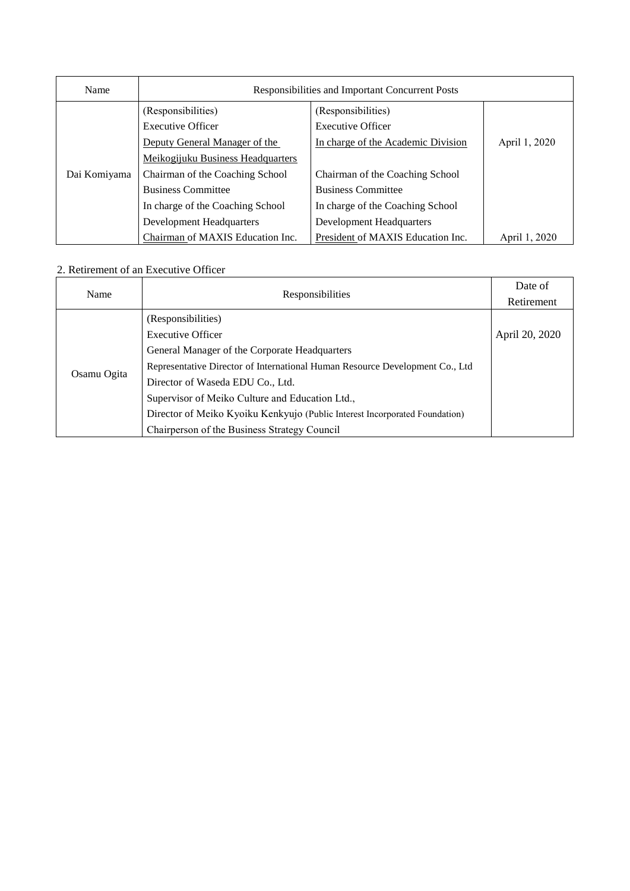| Name | Responsibilities and Important Concurrent Posts | | |
|---|---|---|---|
| Dai Komiyama | (Responsibilities)<br>Executive Officer<br>Deputy General Manager of the Meikogijuku Business Headquarters<br>Chairman of the Coaching School Business Committee<br>In charge of the Coaching School Development Headquarters<br>Chairman of MAXIS Education Inc. | (Responsibilities)<br>Executive Officer<br>In charge of the Academic Division<br><br>Chairman of the Coaching School Business Committee<br>In charge of the Coaching School Development Headquarters<br>President of MAXIS Education Inc. | April 1, 2020<br><br><br><br><br><br>April 1, 2020 |

2. Retirement of an Executive Officer

| Name | Responsibilities | Date of Retirement |
|---|---|---|
| Osamu Ogita | (Responsibilities)<br>Executive Officer<br>General Manager of the Corporate Headquarters<br>Representative Director of International Human Resource Development Co., Ltd<br>Director of Waseda EDU Co., Ltd.<br>Supervisor of Meiko Culture and Education Ltd.,<br>Director of Meiko Kyoiku Kenkyujo (Public Interest Incorporated Foundation)<br>Chairperson of the Business Strategy Council | April 20, 2020 |